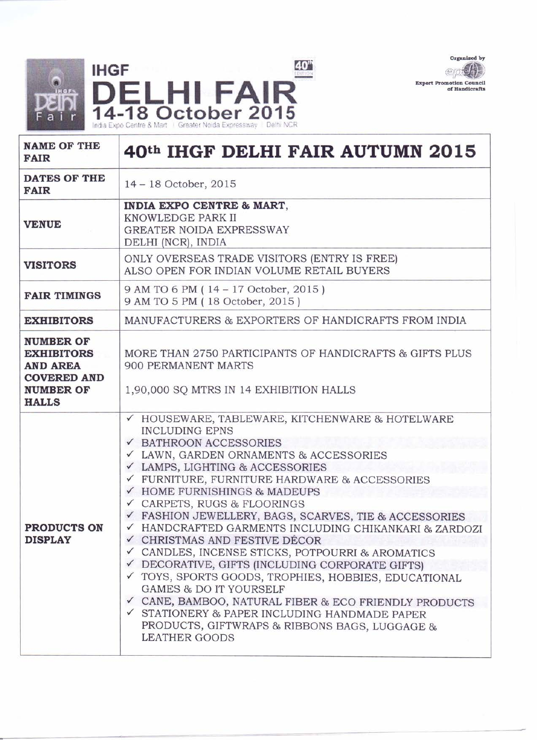# IHGF DELHI FAIR

## 14-18 October 2015

India Expo Centre & Mart | Greater Noida Expressway | Delhi NCR

Organized by Export Promotion Council of Handicrafts

| NAME OF THE FAIR | 40th IHGF DELHI FAIR AUTUMN 2015 |
|---|---|
| DATES OF THE FAIR | 14 – 18 October, 2015 |
| VENUE | **INDIA EXPO CENTRE & MART,** KNOWLEDGE PARK II GREATER NOIDA EXPRESSWAY DELHI (NCR), INDIA |
| VISITORS | ONLY OVERSEAS TRADE VISITORS (ENTRY IS FREE) ALSO OPEN FOR INDIAN VOLUME RETAIL BUYERS |
| FAIR TIMINGS | 9 AM TO 6 PM ( 14 – 17 October, 2015 ) 9 AM TO 5 PM ( 18 October, 2015 ) |
| EXHIBITORS | MANUFACTURERS & EXPORTERS OF HANDICRAFTS FROM INDIA |
| NUMBER OF EXHIBITORS AND AREA COVERED AND NUMBER OF HALLS | MORE THAN 2750 PARTICIPANTS OF HANDICRAFTS & GIFTS PLUS 900 PERMANENT MARTS<br><br>1,90,000 SQ MTRS IN 14 EXHIBITION HALLS |
| PRODUCTS ON DISPLAY | ✓ HOUSEWARE, TABLEWARE, KITCHENWARE & HOTELWARE INCLUDING EPNS<br>✓ BATHROON ACCESSORIES<br>✓ LAWN, GARDEN ORNAMENTS & ACCESSORIES<br>✓ LAMPS, LIGHTING & ACCESSORIES<br>✓ FURNITURE, FURNITURE HARDWARE & ACCESSORIES<br>✓ HOME FURNISHINGS & MADEUPS<br>✓ CARPETS, RUGS & FLOORINGS<br>✓ FASHION JEWELLERY, BAGS, SCARVES, TIE & ACCESSORIES<br>✓ HANDCRAFTED GARMENTS INCLUDING CHIKANKARI & ZARDOZI<br>✓ CHRISTMAS AND FESTIVE DÉCOR<br>✓ CANDLES, INCENSE STICKS, POTPOURRI & AROMATICS<br>✓ DECORATIVE, GIFTS (INCLUDING CORPORATE GIFTS)<br>✓ TOYS, SPORTS GOODS, TROPHIES, HOBBIES, EDUCATIONAL GAMES & DO IT YOURSELF<br>✓ CANE, BAMBOO, NATURAL FIBER & ECO FRIENDLY PRODUCTS<br>✓ STATIONERY & PAPER INCLUDING HANDMADE PAPER PRODUCTS, GIFTWRAPS & RIBBONS BAGS, LUGGAGE & LEATHER GOODS |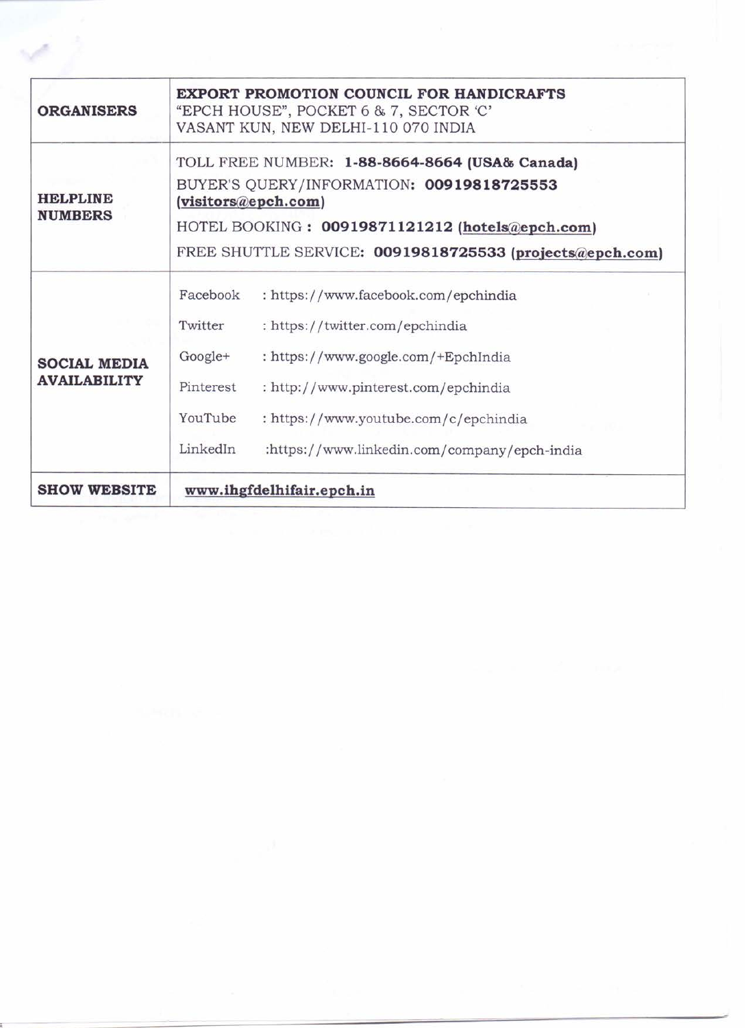| | |
|---|---|
| **ORGANISERS** | **EXPORT PROMOTION COUNCIL FOR HANDICRAFTS**<br>"EPCH HOUSE", POCKET 6 & 7, SECTOR 'C'<br>VASANT KUN, NEW DELHI-110 070 INDIA |
| **HELPLINE NUMBERS** | TOLL FREE NUMBER: **1-88-8664-8664 (USA& Canada)**<br>BUYER'S QUERY/INFORMATION: **00919818725553 (visitors@epch.com)**<br>HOTEL BOOKING **: 00919871121212 (hotels@epch.com)**<br>FREE SHUTTLE SERVICE: **00919818725533 (projects@epch.com)** |
| **SOCIAL MEDIA AVAILABILITY** | Facebook : https://www.facebook.com/epchindia<br>Twitter : https://twitter.com/epchindia<br>Google+ : https://www.google.com/+EpchIndia<br>Pinterest : http://www.pinterest.com/epchindia<br>YouTube : https://www.youtube.com/c/epchindia<br>LinkedIn :https://www.linkedin.com/company/epch-india |
| **SHOW WEBSITE** | **www.ihgfdelhifair.epch.in** |